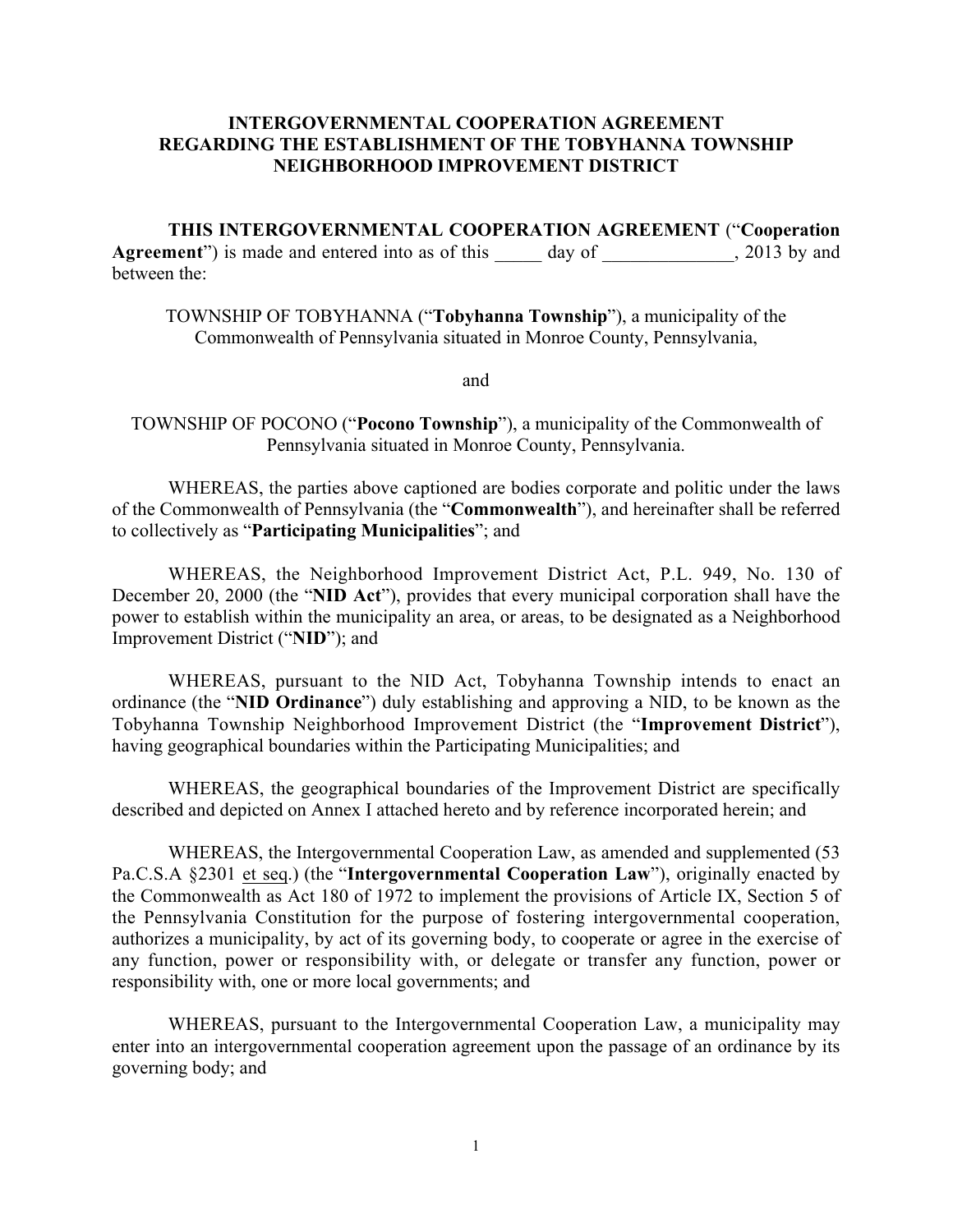# INTERGOVERNMENTAL COOPERATION AGREEMENT REGARDING THE ESTABLISHMENT OF THE TOBYHANNA TOWNSHIP NEIGHBORHOOD IMPROVEMENT DISTRICT

**THIS INTERGOVERNMENTAL COOPERATION AGREEMENT** ("**Cooperation Agreement**") is made and entered into as of this _____ day of ______________, 2013 by and between the:

TOWNSHIP OF TOBYHANNA ("**Tobyhanna Township**"), a municipality of the Commonwealth of Pennsylvania situated in Monroe County, Pennsylvania,

and

TOWNSHIP OF POCONO ("**Pocono Township**"), a municipality of the Commonwealth of Pennsylvania situated in Monroe County, Pennsylvania.

WHEREAS, the parties above captioned are bodies corporate and politic under the laws of the Commonwealth of Pennsylvania (the "**Commonwealth**"), and hereinafter shall be referred to collectively as "**Participating Municipalities**"; and

WHEREAS, the Neighborhood Improvement District Act, P.L. 949, No. 130 of December 20, 2000 (the "**NID Act**"), provides that every municipal corporation shall have the power to establish within the municipality an area, or areas, to be designated as a Neighborhood Improvement District ("**NID**"); and

WHEREAS, pursuant to the NID Act, Tobyhanna Township intends to enact an ordinance (the "**NID Ordinance**") duly establishing and approving a NID, to be known as the Tobyhanna Township Neighborhood Improvement District (the "**Improvement District**"), having geographical boundaries within the Participating Municipalities; and

WHEREAS, the geographical boundaries of the Improvement District are specifically described and depicted on Annex I attached hereto and by reference incorporated herein; and

WHEREAS, the Intergovernmental Cooperation Law, as amended and supplemented (53 Pa.C.S.A §2301 et seq.) (the "**Intergovernmental Cooperation Law**"), originally enacted by the Commonwealth as Act 180 of 1972 to implement the provisions of Article IX, Section 5 of the Pennsylvania Constitution for the purpose of fostering intergovernmental cooperation, authorizes a municipality, by act of its governing body, to cooperate or agree in the exercise of any function, power or responsibility with, or delegate or transfer any function, power or responsibility with, one or more local governments; and

WHEREAS, pursuant to the Intergovernmental Cooperation Law, a municipality may enter into an intergovernmental cooperation agreement upon the passage of an ordinance by its governing body; and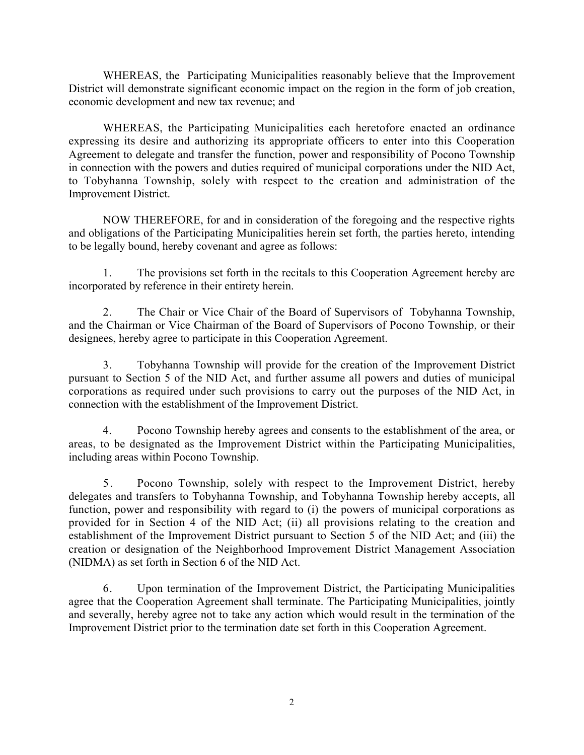WHEREAS, the Participating Municipalities reasonably believe that the Improvement District will demonstrate significant economic impact on the region in the form of job creation, economic development and new tax revenue; and

WHEREAS, the Participating Municipalities each heretofore enacted an ordinance expressing its desire and authorizing its appropriate officers to enter into this Cooperation Agreement to delegate and transfer the function, power and responsibility of Pocono Township in connection with the powers and duties required of municipal corporations under the NID Act, to Tobyhanna Township, solely with respect to the creation and administration of the Improvement District.

NOW THEREFORE, for and in consideration of the foregoing and the respective rights and obligations of the Participating Municipalities herein set forth, the parties hereto, intending to be legally bound, hereby covenant and agree as follows:

1. The provisions set forth in the recitals to this Cooperation Agreement hereby are incorporated by reference in their entirety herein.

2. The Chair or Vice Chair of the Board of Supervisors of Tobyhanna Township, and the Chairman or Vice Chairman of the Board of Supervisors of Pocono Township, or their designees, hereby agree to participate in this Cooperation Agreement.

3. Tobyhanna Township will provide for the creation of the Improvement District pursuant to Section 5 of the NID Act, and further assume all powers and duties of municipal corporations as required under such provisions to carry out the purposes of the NID Act, in connection with the establishment of the Improvement District.

4. Pocono Township hereby agrees and consents to the establishment of the area, or areas, to be designated as the Improvement District within the Participating Municipalities, including areas within Pocono Township.

5. Pocono Township, solely with respect to the Improvement District, hereby delegates and transfers to Tobyhanna Township, and Tobyhanna Township hereby accepts, all function, power and responsibility with regard to (i) the powers of municipal corporations as provided for in Section 4 of the NID Act; (ii) all provisions relating to the creation and establishment of the Improvement District pursuant to Section 5 of the NID Act; and (iii) the creation or designation of the Neighborhood Improvement District Management Association (NIDMA) as set forth in Section 6 of the NID Act.

6. Upon termination of the Improvement District, the Participating Municipalities agree that the Cooperation Agreement shall terminate. The Participating Municipalities, jointly and severally, hereby agree not to take any action which would result in the termination of the Improvement District prior to the termination date set forth in this Cooperation Agreement.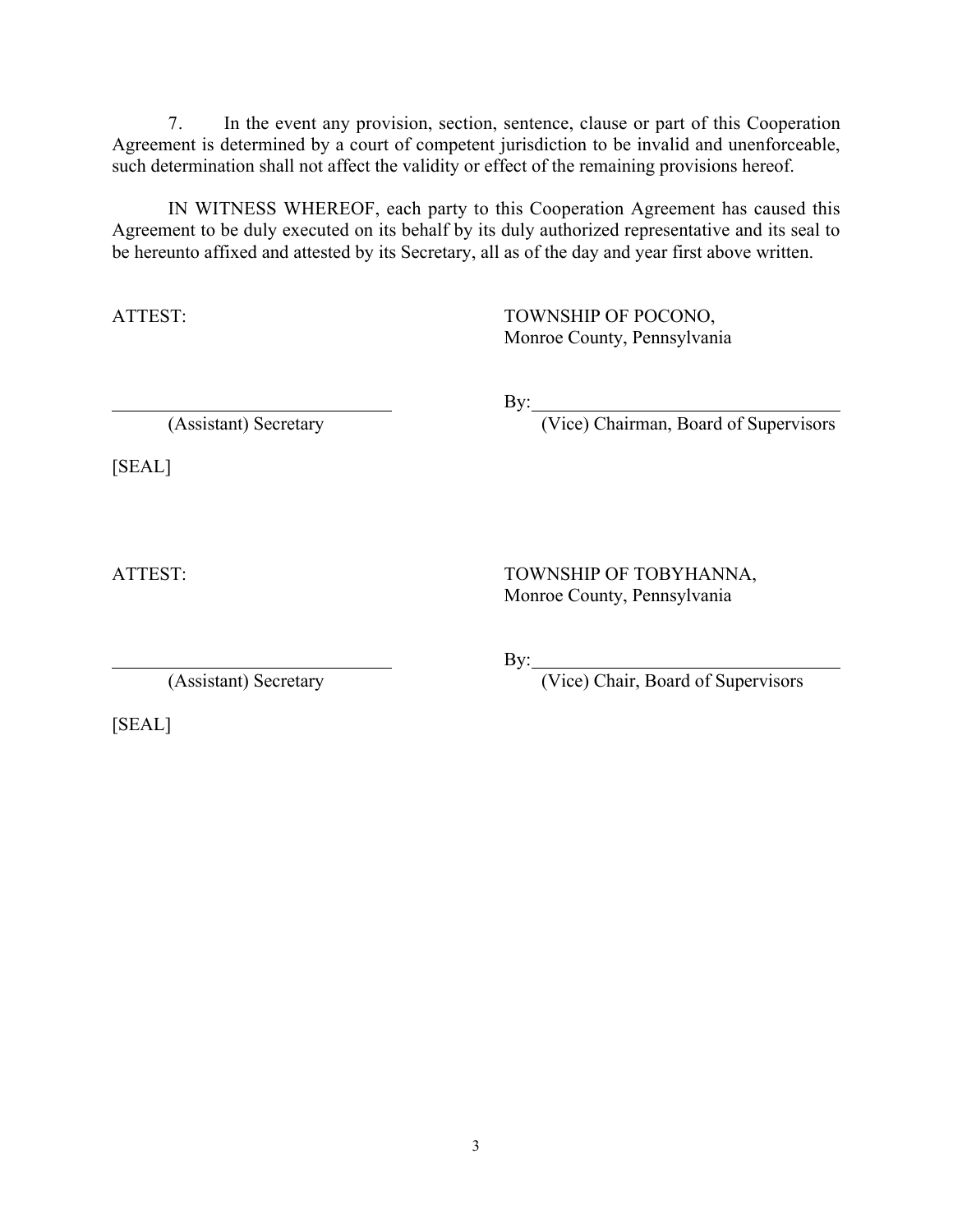7. In the event any provision, section, sentence, clause or part of this Cooperation Agreement is determined by a court of competent jurisdiction to be invalid and unenforceable, such determination shall not affect the validity or effect of the remaining provisions hereof.

IN WITNESS WHEREOF, each party to this Cooperation Agreement has caused this Agreement to be duly executed on its behalf by its duly authorized representative and its seal to be hereunto affixed and attested by its Secretary, all as of the day and year first above written.

| ATTEST: | TOWNSHIP OF POCONO, Monroe County, Pennsylvania |
| --- | --- |
| ______________________________ | By: ______________________________ |
| (Assistant) Secretary | (Vice) Chairman, Board of Supervisors |
| [SEAL] | |

| ATTEST: | TOWNSHIP OF TOBYHANNA, Monroe County, Pennsylvania |
| --- | --- |
| ______________________________ | By: ______________________________ |
| (Assistant) Secretary | (Vice) Chair, Board of Supervisors |
| [SEAL] | |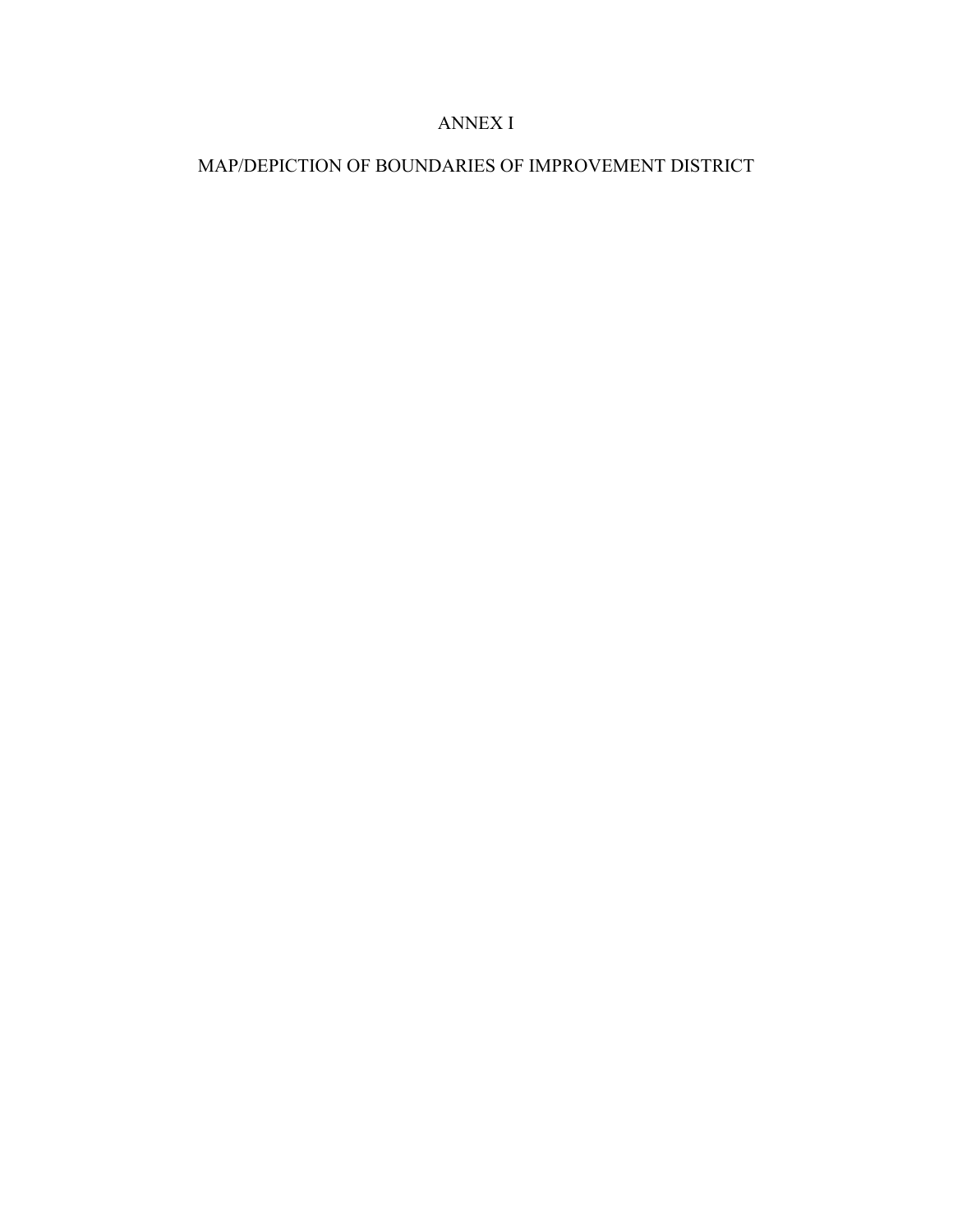# ANNEX I

## MAP/DEPICTION OF BOUNDARIES OF IMPROVEMENT DISTRICT